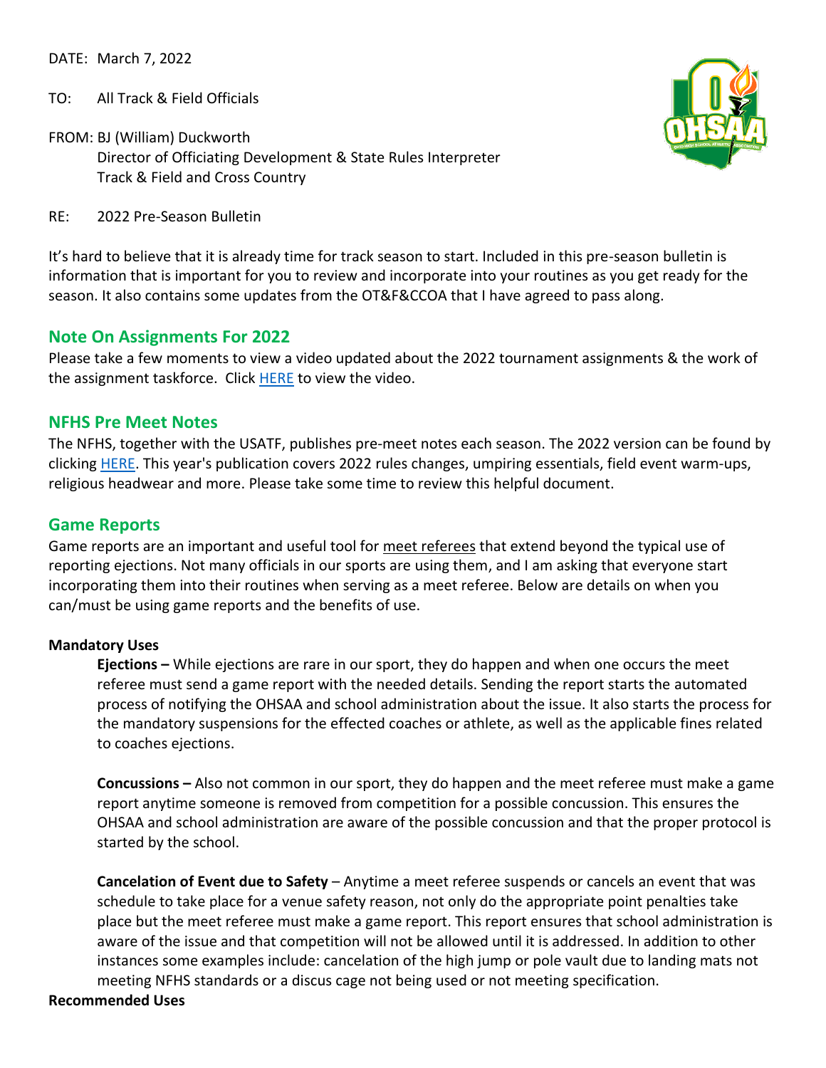DATE: March 7, 2022

TO: All Track & Field Officials

FROM: BJ (William) Duckworth
Director of Officiating Development & State Rules Interpreter
Track & Field and Cross Country

RE: 2022 Pre-Season Bulletin

It's hard to believe that it is already time for track season to start. Included in this pre-season bulletin is information that is important for you to review and incorporate into your routines as you get ready for the season. It also contains some updates from the OT&F&CCOA that I have agreed to pass along.

## Note On Assignments For 2022

Please take a few moments to view a video updated about the 2022 tournament assignments & the work of the assignment taskforce. Click HERE to view the video.

## NFHS Pre Meet Notes

The NFHS, together with the USATF, publishes pre-meet notes each season. The 2022 version can be found by clicking HERE. This year's publication covers 2022 rules changes, umpiring essentials, field event warm-ups, religious headwear and more. Please take some time to review this helpful document.

## Game Reports

Game reports are an important and useful tool for meet referees that extend beyond the typical use of reporting ejections. Not many officials in our sports are using them, and I am asking that everyone start incorporating them into their routines when serving as a meet referee. Below are details on when you can/must be using game reports and the benefits of use.

### Mandatory Uses

**Ejections –** While ejections are rare in our sport, they do happen and when one occurs the meet referee must send a game report with the needed details. Sending the report starts the automated process of notifying the OHSAA and school administration about the issue. It also starts the process for the mandatory suspensions for the effected coaches or athlete, as well as the applicable fines related to coaches ejections.

**Concussions –** Also not common in our sport, they do happen and the meet referee must make a game report anytime someone is removed from competition for a possible concussion. This ensures the OHSAA and school administration are aware of the possible concussion and that the proper protocol is started by the school.

**Cancelation of Event due to Safety** – Anytime a meet referee suspends or cancels an event that was schedule to take place for a venue safety reason, not only do the appropriate point penalties take place but the meet referee must make a game report. This report ensures that school administration is aware of the issue and that competition will not be allowed until it is addressed. In addition to other instances some examples include: cancelation of the high jump or pole vault due to landing mats not meeting NFHS standards or a discus cage not being used or not meeting specification.

### Recommended Uses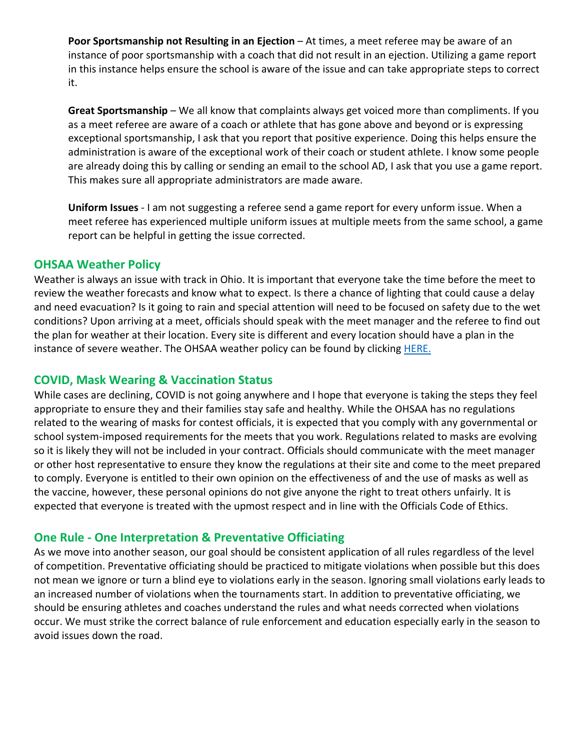**Poor Sportsmanship not Resulting in an Ejection** – At times, a meet referee may be aware of an instance of poor sportsmanship with a coach that did not result in an ejection. Utilizing a game report in this instance helps ensure the school is aware of the issue and can take appropriate steps to correct it.

**Great Sportsmanship** – We all know that complaints always get voiced more than compliments. If you as a meet referee are aware of a coach or athlete that has gone above and beyond or is expressing exceptional sportsmanship, I ask that you report that positive experience. Doing this helps ensure the administration is aware of the exceptional work of their coach or student athlete. I know some people are already doing this by calling or sending an email to the school AD, I ask that you use a game report. This makes sure all appropriate administrators are made aware.

**Uniform Issues** - I am not suggesting a referee send a game report for every unform issue. When a meet referee has experienced multiple uniform issues at multiple meets from the same school, a game report can be helpful in getting the issue corrected.

## OHSAA Weather Policy

Weather is always an issue with track in Ohio. It is important that everyone take the time before the meet to review the weather forecasts and know what to expect. Is there a chance of lighting that could cause a delay and need evacuation? Is it going to rain and special attention will need to be focused on safety due to the wet conditions? Upon arriving at a meet, officials should speak with the meet manager and the referee to find out the plan for weather at their location. Every site is different and every location should have a plan in the instance of severe weather. The OHSAA weather policy can be found by clicking HERE.

## COVID, Mask Wearing & Vaccination Status

While cases are declining, COVID is not going anywhere and I hope that everyone is taking the steps they feel appropriate to ensure they and their families stay safe and healthy. While the OHSAA has no regulations related to the wearing of masks for contest officials, it is expected that you comply with any governmental or school system-imposed requirements for the meets that you work. Regulations related to masks are evolving so it is likely they will not be included in your contract. Officials should communicate with the meet manager or other host representative to ensure they know the regulations at their site and come to the meet prepared to comply. Everyone is entitled to their own opinion on the effectiveness of and the use of masks as well as the vaccine, however, these personal opinions do not give anyone the right to treat others unfairly. It is expected that everyone is treated with the upmost respect and in line with the Officials Code of Ethics.

## One Rule - One Interpretation & Preventative Officiating

As we move into another season, our goal should be consistent application of all rules regardless of the level of competition. Preventative officiating should be practiced to mitigate violations when possible but this does not mean we ignore or turn a blind eye to violations early in the season. Ignoring small violations early leads to an increased number of violations when the tournaments start. In addition to preventative officiating, we should be ensuring athletes and coaches understand the rules and what needs corrected when violations occur. We must strike the correct balance of rule enforcement and education especially early in the season to avoid issues down the road.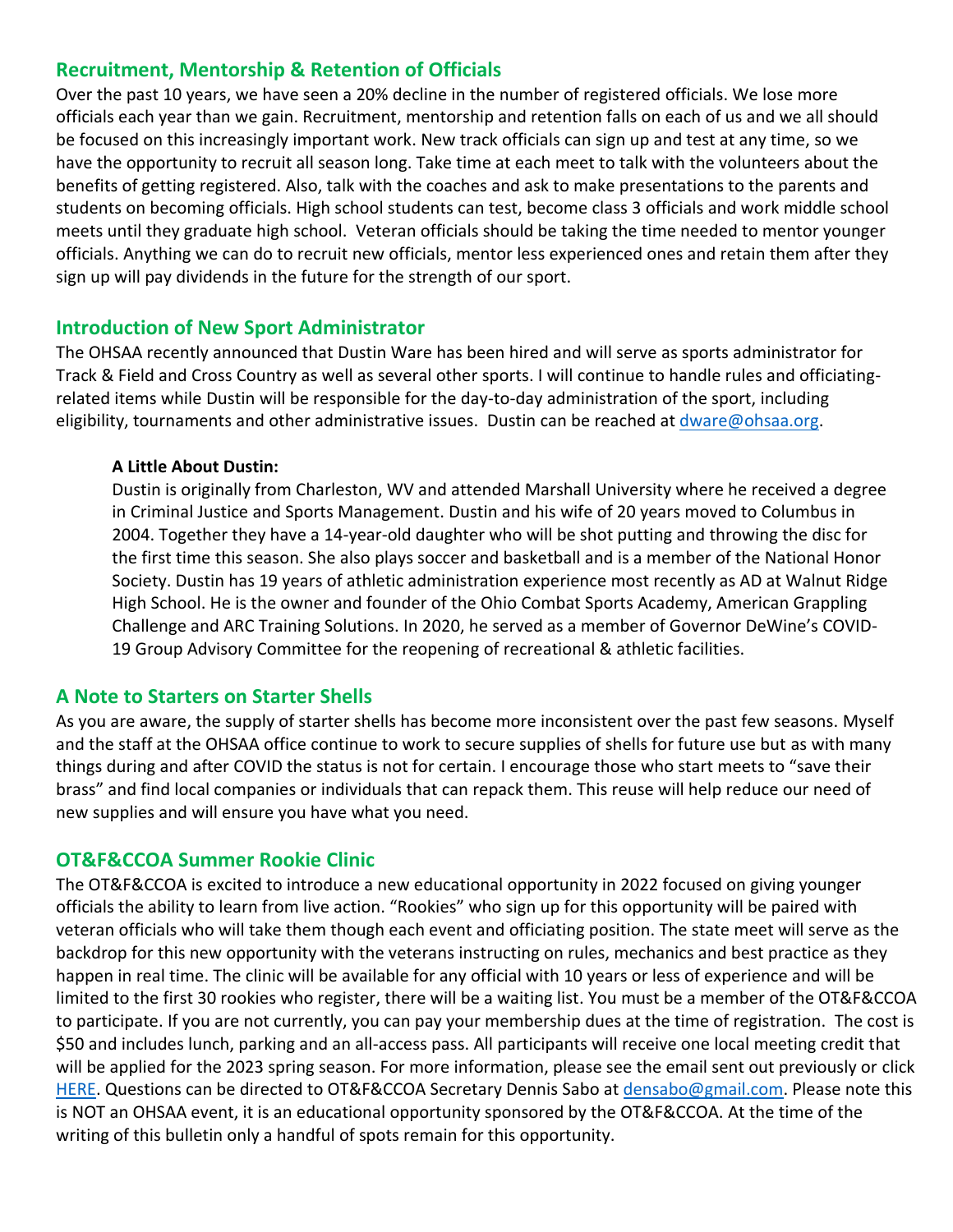## Recruitment, Mentorship & Retention of Officials

Over the past 10 years, we have seen a 20% decline in the number of registered officials. We lose more officials each year than we gain. Recruitment, mentorship and retention falls on each of us and we all should be focused on this increasingly important work. New track officials can sign up and test at any time, so we have the opportunity to recruit all season long. Take time at each meet to talk with the volunteers about the benefits of getting registered. Also, talk with the coaches and ask to make presentations to the parents and students on becoming officials. High school students can test, become class 3 officials and work middle school meets until they graduate high school. Veteran officials should be taking the time needed to mentor younger officials. Anything we can do to recruit new officials, mentor less experienced ones and retain them after they sign up will pay dividends in the future for the strength of our sport.

## Introduction of New Sport Administrator

The OHSAA recently announced that Dustin Ware has been hired and will serve as sports administrator for Track & Field and Cross Country as well as several other sports. I will continue to handle rules and officiating-related items while Dustin will be responsible for the day-to-day administration of the sport, including eligibility, tournaments and other administrative issues. Dustin can be reached at dware@ohsaa.org.

**A Little About Dustin:**

Dustin is originally from Charleston, WV and attended Marshall University where he received a degree in Criminal Justice and Sports Management. Dustin and his wife of 20 years moved to Columbus in 2004. Together they have a 14-year-old daughter who will be shot putting and throwing the disc for the first time this season. She also plays soccer and basketball and is a member of the National Honor Society. Dustin has 19 years of athletic administration experience most recently as AD at Walnut Ridge High School. He is the owner and founder of the Ohio Combat Sports Academy, American Grappling Challenge and ARC Training Solutions. In 2020, he served as a member of Governor DeWine's COVID-19 Group Advisory Committee for the reopening of recreational & athletic facilities.

## A Note to Starters on Starter Shells

As you are aware, the supply of starter shells has become more inconsistent over the past few seasons. Myself and the staff at the OHSAA office continue to work to secure supplies of shells for future use but as with many things during and after COVID the status is not for certain. I encourage those who start meets to "save their brass" and find local companies or individuals that can repack them. This reuse will help reduce our need of new supplies and will ensure you have what you need.

## OT&F&CCOA Summer Rookie Clinic

The OT&F&CCOA is excited to introduce a new educational opportunity in 2022 focused on giving younger officials the ability to learn from live action. "Rookies" who sign up for this opportunity will be paired with veteran officials who will take them though each event and officiating position. The state meet will serve as the backdrop for this new opportunity with the veterans instructing on rules, mechanics and best practice as they happen in real time. The clinic will be available for any official with 10 years or less of experience and will be limited to the first 30 rookies who register, there will be a waiting list. You must be a member of the OT&F&CCOA to participate. If you are not currently, you can pay your membership dues at the time of registration. The cost is $50 and includes lunch, parking and an all-access pass. All participants will receive one local meeting credit that will be applied for the 2023 spring season. For more information, please see the email sent out previously or click HERE. Questions can be directed to OT&F&CCOA Secretary Dennis Sabo at densabo@gmail.com. Please note this is NOT an OHSAA event, it is an educational opportunity sponsored by the OT&F&CCOA. At the time of the writing of this bulletin only a handful of spots remain for this opportunity.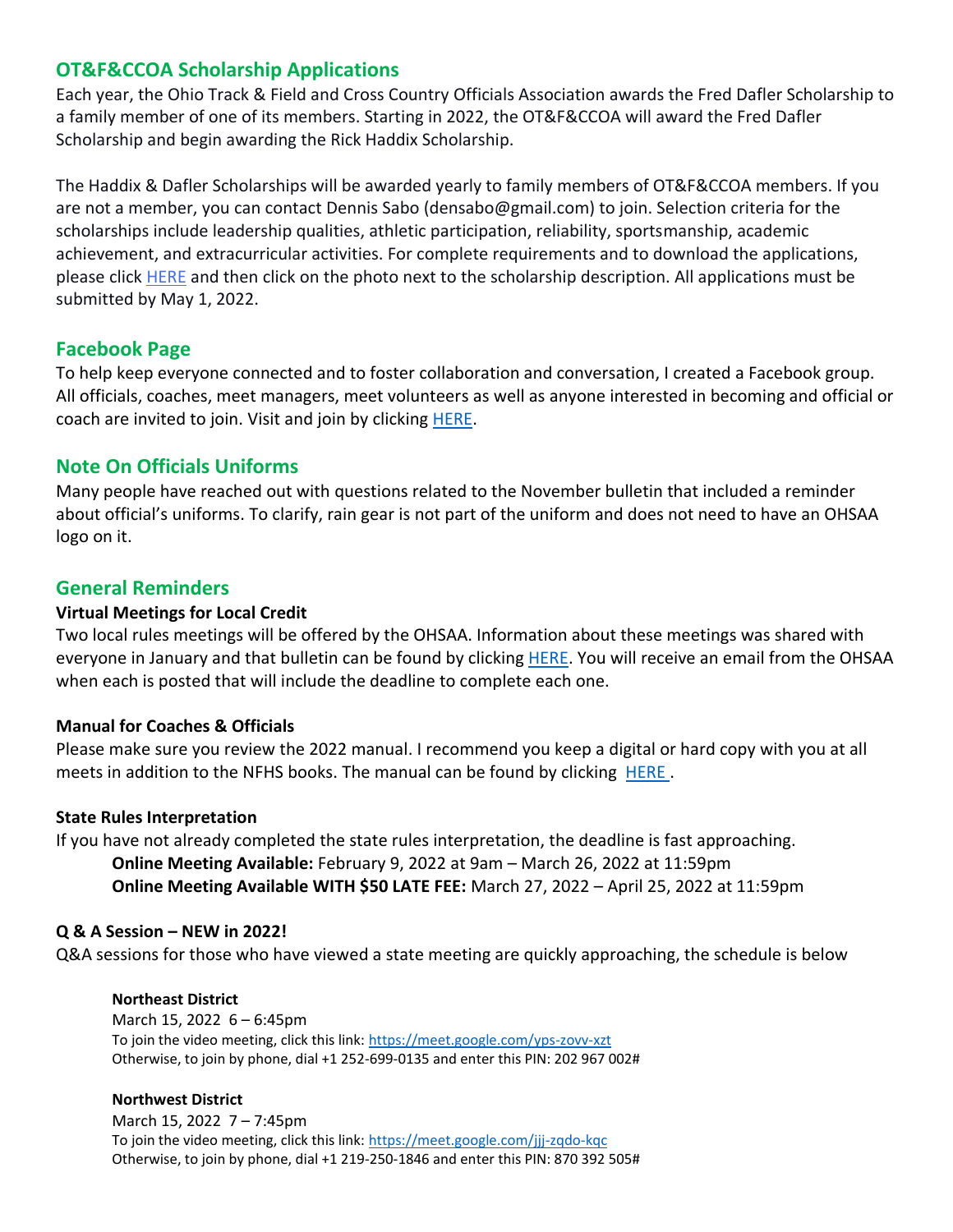## OT&F&CCOA Scholarship Applications

Each year, the Ohio Track & Field and Cross Country Officials Association awards the Fred Dafler Scholarship to a family member of one of its members. Starting in 2022, the OT&F&CCOA will award the Fred Dafler Scholarship and begin awarding the Rick Haddix Scholarship.

The Haddix & Dafler Scholarships will be awarded yearly to family members of OT&F&CCOA members. If you are not a member, you can contact Dennis Sabo (densabo@gmail.com) to join. Selection criteria for the scholarships include leadership qualities, athletic participation, reliability, sportsmanship, academic achievement, and extracurricular activities. For complete requirements and to download the applications, please click HERE and then click on the photo next to the scholarship description. All applications must be submitted by May 1, 2022.

## Facebook Page

To help keep everyone connected and to foster collaboration and conversation, I created a Facebook group. All officials, coaches, meet managers, meet volunteers as well as anyone interested in becoming and official or coach are invited to join. Visit and join by clicking HERE.

## Note On Officials Uniforms

Many people have reached out with questions related to the November bulletin that included a reminder about official's uniforms. To clarify, rain gear is not part of the uniform and does not need to have an OHSAA logo on it.

## General Reminders

### Virtual Meetings for Local Credit

Two local rules meetings will be offered by the OHSAA. Information about these meetings was shared with everyone in January and that bulletin can be found by clicking HERE. You will receive an email from the OHSAA when each is posted that will include the deadline to complete each one.

### Manual for Coaches & Officials

Please make sure you review the 2022 manual. I recommend you keep a digital or hard copy with you at all meets in addition to the NFHS books. The manual can be found by clicking HERE.

### State Rules Interpretation

If you have not already completed the state rules interpretation, the deadline is fast approaching.

**Online Meeting Available:** February 9, 2022 at 9am – March 26, 2022 at 11:59pm
**Online Meeting Available WITH $50 LATE FEE:** March 27, 2022 – April 25, 2022 at 11:59pm

### Q & A Session – NEW in 2022!

Q&A sessions for those who have viewed a state meeting are quickly approaching, the schedule is below

**Northeast District**
March 15, 2022 6 – 6:45pm
To join the video meeting, click this link: https://meet.google.com/yps-zovv-xzt
Otherwise, to join by phone, dial +1 252-699-0135 and enter this PIN: 202 967 002#

**Northwest District**
March 15, 2022 7 – 7:45pm
To join the video meeting, click this link: https://meet.google.com/jjj-zqdo-kqc
Otherwise, to join by phone, dial +1 219-250-1846 and enter this PIN: 870 392 505#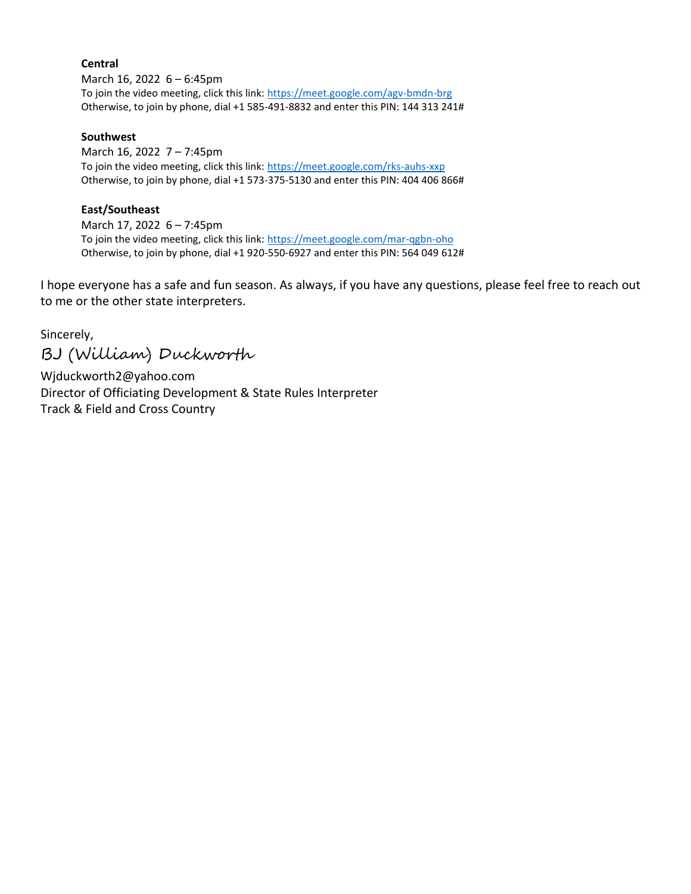**Central**
March 16, 2022 6 – 6:45pm
To join the video meeting, click this link: https://meet.google.com/agv-bmdn-brg
Otherwise, to join by phone, dial +1 585-491-8832 and enter this PIN: 144 313 241#

**Southwest**
March 16, 2022 7 – 7:45pm
To join the video meeting, click this link: https://meet.google.com/rks-auhs-xxp
Otherwise, to join by phone, dial +1 573-375-5130 and enter this PIN: 404 406 866#

**East/Southeast**
March 17, 2022 6 – 7:45pm
To join the video meeting, click this link: https://meet.google.com/mar-qgbn-oho
Otherwise, to join by phone, dial +1 920-550-6927 and enter this PIN: 564 049 612#

I hope everyone has a safe and fun season. As always, if you have any questions, please feel free to reach out to me or the other state interpreters.

Sincerely,
BJ (William) Duckworth

Wjduckworth2@yahoo.com
Director of Officiating Development & State Rules Interpreter
Track & Field and Cross Country